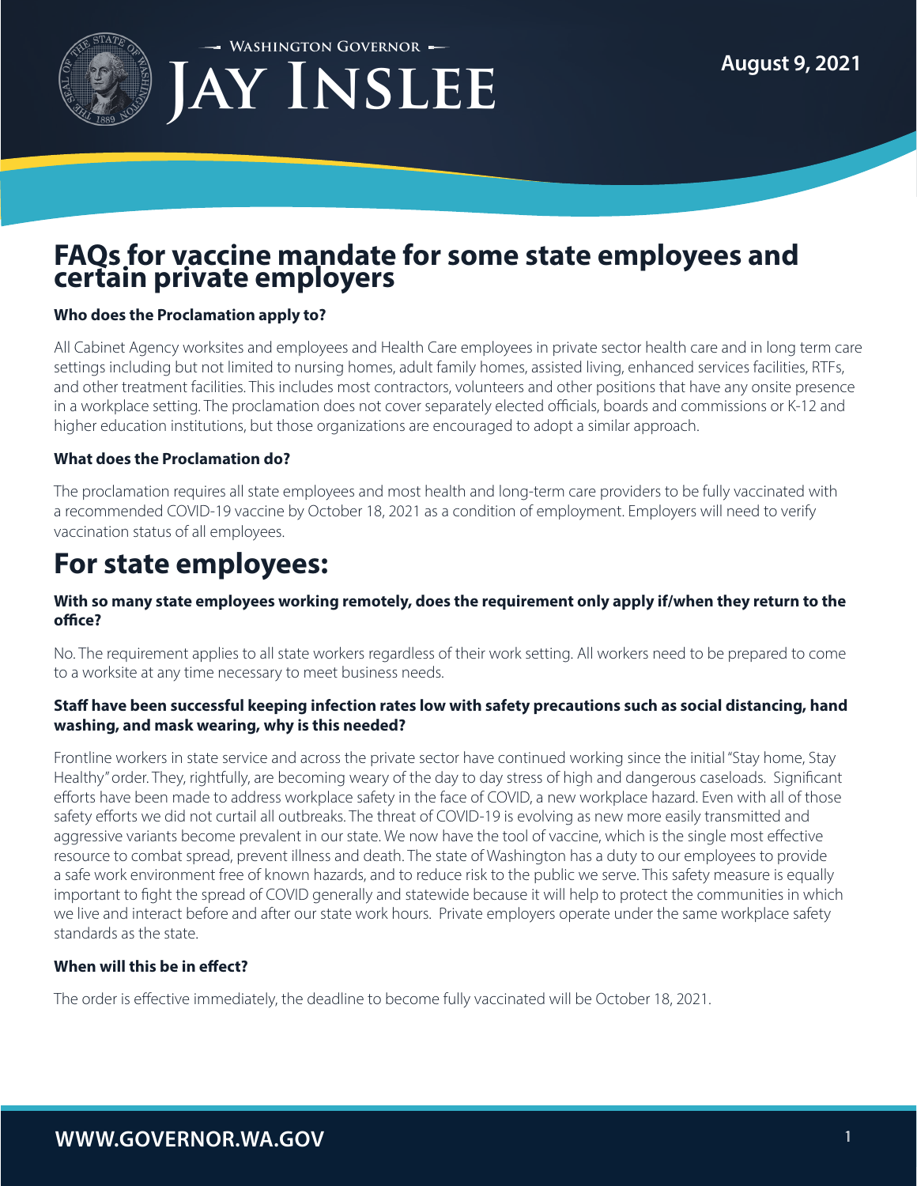Washington Governor Jay Inslee

August 9, 2021

# FAQs for vaccine mandate for some state employees and certain private employers

**Who does the Proclamation apply to?**

All Cabinet Agency worksites and employees and Health Care employees in private sector health care and in long term care settings including but not limited to nursing homes, adult family homes, assisted living, enhanced services facilities, RTFs, and other treatment facilities. This includes most contractors, volunteers and other positions that have any onsite presence in a workplace setting. The proclamation does not cover separately elected officials, boards and commissions or K-12 and higher education institutions, but those organizations are encouraged to adopt a similar approach.

**What does the Proclamation do?**

The proclamation requires all state employees and most health and long-term care providers to be fully vaccinated with a recommended COVID-19 vaccine by October 18, 2021 as a condition of employment. Employers will need to verify vaccination status of all employees.

## For state employees:

**With so many state employees working remotely, does the requirement only apply if/when they return to the office?**

No. The requirement applies to all state workers regardless of their work setting. All workers need to be prepared to come to a worksite at any time necessary to meet business needs.

**Staff have been successful keeping infection rates low with safety precautions such as social distancing, hand washing, and mask wearing, why is this needed?**

Frontline workers in state service and across the private sector have continued working since the initial "Stay home, Stay Healthy" order. They, rightfully, are becoming weary of the day to day stress of high and dangerous caseloads. Significant efforts have been made to address workplace safety in the face of COVID, a new workplace hazard. Even with all of those safety efforts we did not curtail all outbreaks. The threat of COVID-19 is evolving as new more easily transmitted and aggressive variants become prevalent in our state. We now have the tool of vaccine, which is the single most effective resource to combat spread, prevent illness and death. The state of Washington has a duty to our employees to provide a safe work environment free of known hazards, and to reduce risk to the public we serve. This safety measure is equally important to fight the spread of COVID generally and statewide because it will help to protect the communities in which we live and interact before and after our state work hours. Private employers operate under the same workplace safety standards as the state.

**When will this be in effect?**

The order is effective immediately, the deadline to become fully vaccinated will be October 18, 2021.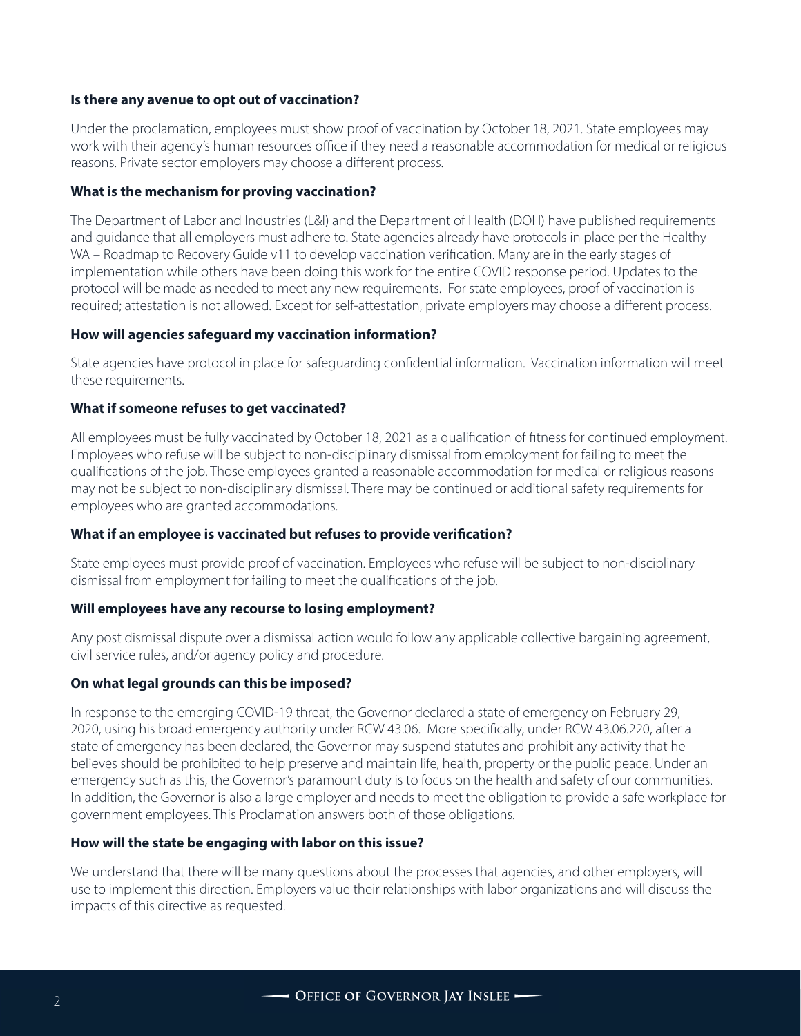**Is there any avenue to opt out of vaccination?**

Under the proclamation, employees must show proof of vaccination by October 18, 2021. State employees may work with their agency's human resources office if they need a reasonable accommodation for medical or religious reasons. Private sector employers may choose a different process.

**What is the mechanism for proving vaccination?**

The Department of Labor and Industries (L&I) and the Department of Health (DOH) have published requirements and guidance that all employers must adhere to. State agencies already have protocols in place per the Healthy WA – Roadmap to Recovery Guide v11 to develop vaccination verification. Many are in the early stages of implementation while others have been doing this work for the entire COVID response period. Updates to the protocol will be made as needed to meet any new requirements. For state employees, proof of vaccination is required; attestation is not allowed. Except for self-attestation, private employers may choose a different process.

**How will agencies safeguard my vaccination information?**

State agencies have protocol in place for safeguarding confidential information. Vaccination information will meet these requirements.

**What if someone refuses to get vaccinated?**

All employees must be fully vaccinated by October 18, 2021 as a qualification of fitness for continued employment. Employees who refuse will be subject to non-disciplinary dismissal from employment for failing to meet the qualifications of the job. Those employees granted a reasonable accommodation for medical or religious reasons may not be subject to non-disciplinary dismissal. There may be continued or additional safety requirements for employees who are granted accommodations.

**What if an employee is vaccinated but refuses to provide verification?**

State employees must provide proof of vaccination. Employees who refuse will be subject to non-disciplinary dismissal from employment for failing to meet the qualifications of the job.

**Will employees have any recourse to losing employment?**

Any post dismissal dispute over a dismissal action would follow any applicable collective bargaining agreement, civil service rules, and/or agency policy and procedure.

**On what legal grounds can this be imposed?**

In response to the emerging COVID-19 threat, the Governor declared a state of emergency on February 29, 2020, using his broad emergency authority under RCW 43.06. More specifically, under RCW 43.06.220, after a state of emergency has been declared, the Governor may suspend statutes and prohibit any activity that he believes should be prohibited to help preserve and maintain life, health, property or the public peace. Under an emergency such as this, the Governor's paramount duty is to focus on the health and safety of our communities. In addition, the Governor is also a large employer and needs to meet the obligation to provide a safe workplace for government employees. This Proclamation answers both of those obligations.

**How will the state be engaging with labor on this issue?**

We understand that there will be many questions about the processes that agencies, and other employers, will use to implement this direction. Employers value their relationships with labor organizations and will discuss the impacts of this directive as requested.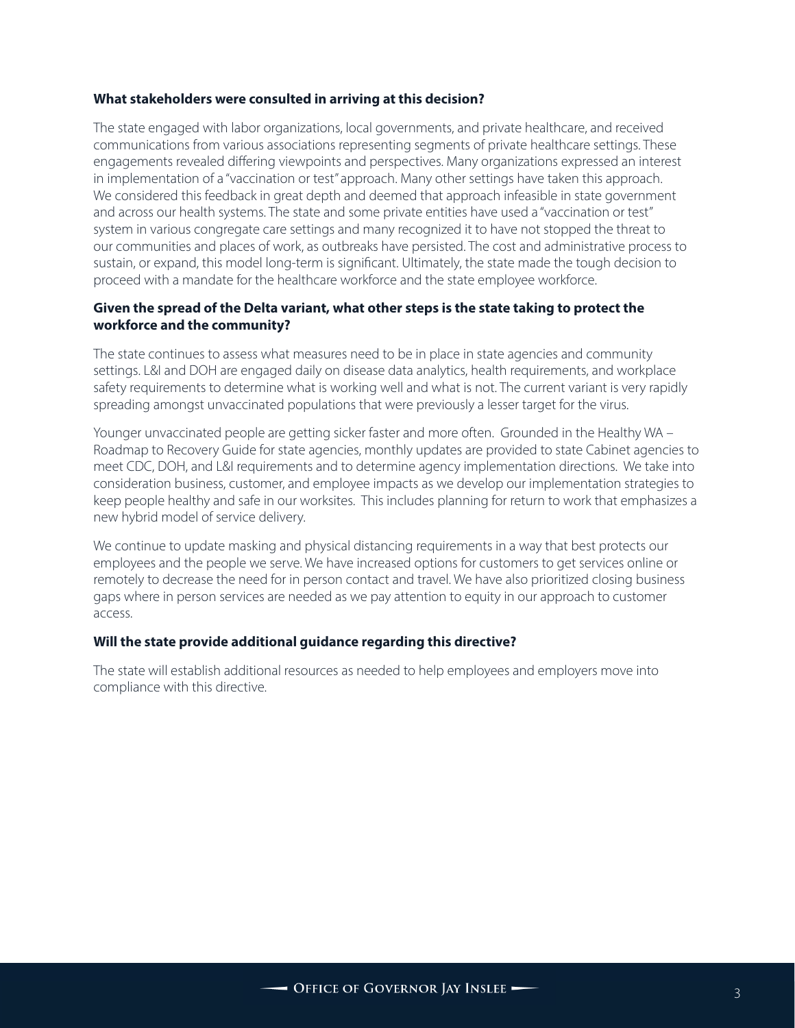**What stakeholders were consulted in arriving at this decision?**

The state engaged with labor organizations, local governments, and private healthcare, and received communications from various associations representing segments of private healthcare settings. These engagements revealed differing viewpoints and perspectives. Many organizations expressed an interest in implementation of a "vaccination or test" approach. Many other settings have taken this approach. We considered this feedback in great depth and deemed that approach infeasible in state government and across our health systems. The state and some private entities have used a "vaccination or test" system in various congregate care settings and many recognized it to have not stopped the threat to our communities and places of work, as outbreaks have persisted. The cost and administrative process to sustain, or expand, this model long-term is significant. Ultimately, the state made the tough decision to proceed with a mandate for the healthcare workforce and the state employee workforce.

**Given the spread of the Delta variant, what other steps is the state taking to protect the workforce and the community?**

The state continues to assess what measures need to be in place in state agencies and community settings. L&I and DOH are engaged daily on disease data analytics, health requirements, and workplace safety requirements to determine what is working well and what is not. The current variant is very rapidly spreading amongst unvaccinated populations that were previously a lesser target for the virus.

Younger unvaccinated people are getting sicker faster and more often. Grounded in the Healthy WA – Roadmap to Recovery Guide for state agencies, monthly updates are provided to state Cabinet agencies to meet CDC, DOH, and L&I requirements and to determine agency implementation directions. We take into consideration business, customer, and employee impacts as we develop our implementation strategies to keep people healthy and safe in our worksites. This includes planning for return to work that emphasizes a new hybrid model of service delivery.

We continue to update masking and physical distancing requirements in a way that best protects our employees and the people we serve. We have increased options for customers to get services online or remotely to decrease the need for in person contact and travel. We have also prioritized closing business gaps where in person services are needed as we pay attention to equity in our approach to customer access.

**Will the state provide additional guidance regarding this directive?**

The state will establish additional resources as needed to help employees and employers move into compliance with this directive.